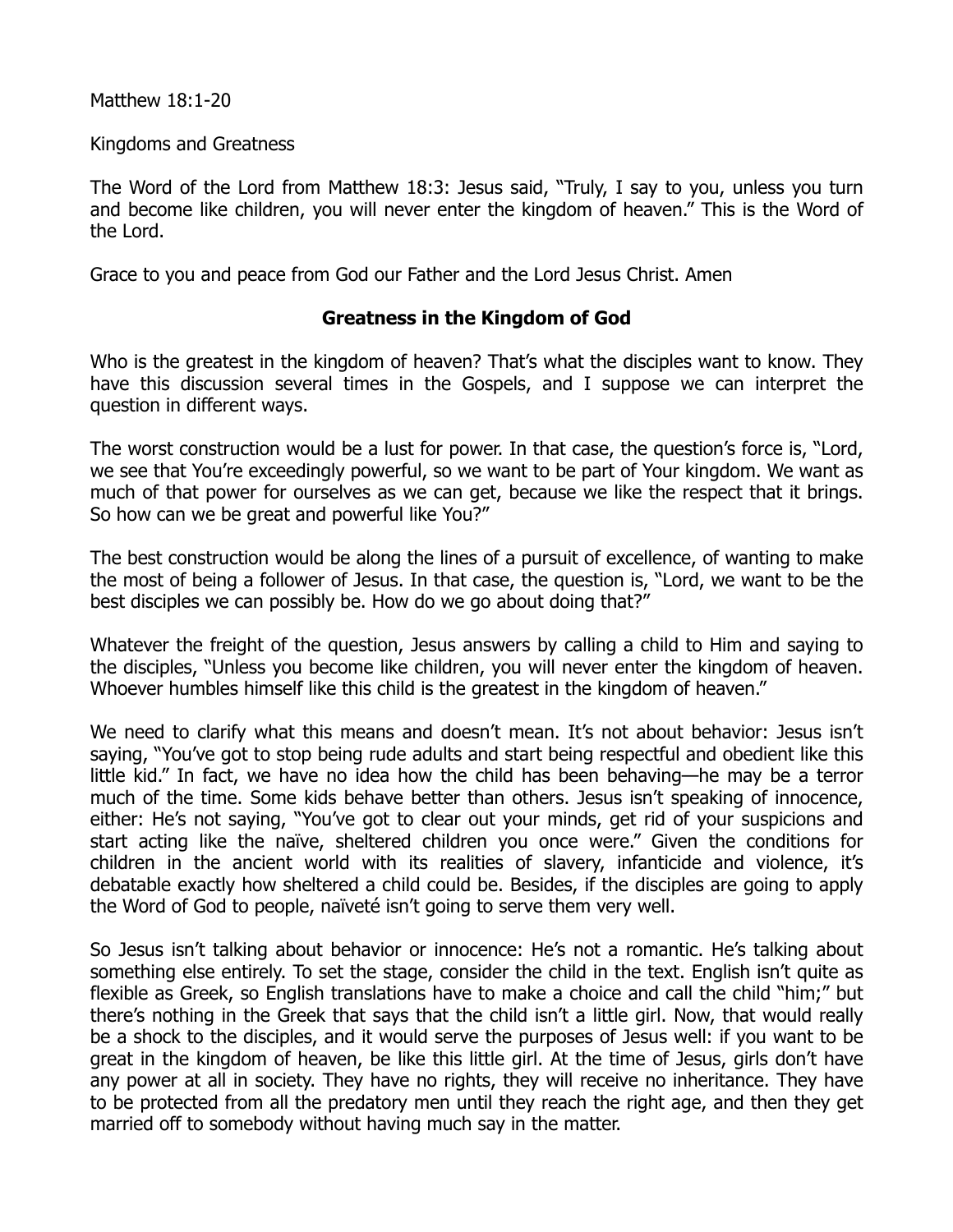Matthew 18:1-20

Kingdoms and Greatness

The Word of the Lord from Matthew 18:3: Jesus said, "Truly, I say to you, unless you turn and become like children, you will never enter the kingdom of heaven." This is the Word of the Lord.

Grace to you and peace from God our Father and the Lord Jesus Christ. Amen

## Greatness in the Kingdom of God

Who is the greatest in the kingdom of heaven? That's what the disciples want to know. They have this discussion several times in the Gospels, and I suppose we can interpret the question in different ways.

The worst construction would be a lust for power. In that case, the question's force is, "Lord, we see that You're exceedingly powerful, so we want to be part of Your kingdom. We want as much of that power for ourselves as we can get, because we like the respect that it brings. So how can we be great and powerful like You?"

The best construction would be along the lines of a pursuit of excellence, of wanting to make the most of being a follower of Jesus. In that case, the question is, "Lord, we want to be the best disciples we can possibly be. How do we go about doing that?"

Whatever the freight of the question, Jesus answers by calling a child to Him and saying to the disciples, "Unless you become like children, you will never enter the kingdom of heaven. Whoever humbles himself like this child is the greatest in the kingdom of heaven."

We need to clarify what this means and doesn't mean. It's not about behavior: Jesus isn't saying, "You've got to stop being rude adults and start being respectful and obedient like this little kid." In fact, we have no idea how the child has been behaving—he may be a terror much of the time. Some kids behave better than others. Jesus isn't speaking of innocence, either: He's not saying, "You've got to clear out your minds, get rid of your suspicions and start acting like the naïve, sheltered children you once were." Given the conditions for children in the ancient world with its realities of slavery, infanticide and violence, it's debatable exactly how sheltered a child could be. Besides, if the disciples are going to apply the Word of God to people, naïveté isn't going to serve them very well.

So Jesus isn't talking about behavior or innocence: He's not a romantic. He's talking about something else entirely. To set the stage, consider the child in the text. English isn't quite as flexible as Greek, so English translations have to make a choice and call the child "him;" but there's nothing in the Greek that says that the child isn't a little girl. Now, that would really be a shock to the disciples, and it would serve the purposes of Jesus well: if you want to be great in the kingdom of heaven, be like this little girl. At the time of Jesus, girls don't have any power at all in society. They have no rights, they will receive no inheritance. They have to be protected from all the predatory men until they reach the right age, and then they get married off to somebody without having much say in the matter.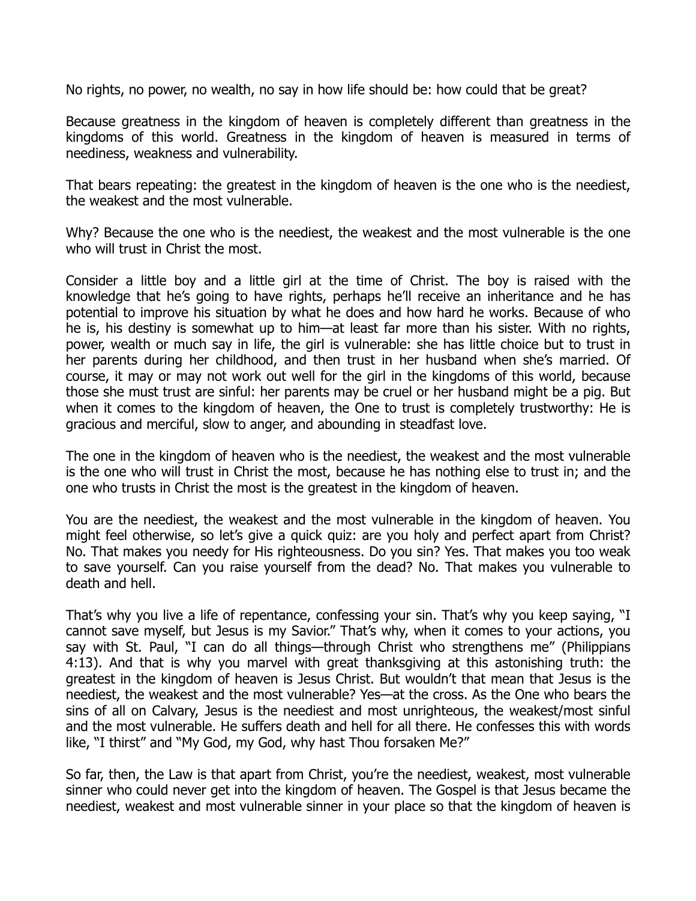No rights, no power, no wealth, no say in how life should be: how could that be great?

Because greatness in the kingdom of heaven is completely different than greatness in the kingdoms of this world. Greatness in the kingdom of heaven is measured in terms of neediness, weakness and vulnerability.

That bears repeating: the greatest in the kingdom of heaven is the one who is the neediest, the weakest and the most vulnerable.

Why? Because the one who is the neediest, the weakest and the most vulnerable is the one who will trust in Christ the most.

Consider a little boy and a little girl at the time of Christ. The boy is raised with the knowledge that he's going to have rights, perhaps he'll receive an inheritance and he has potential to improve his situation by what he does and how hard he works. Because of who he is, his destiny is somewhat up to him—at least far more than his sister. With no rights, power, wealth or much say in life, the girl is vulnerable: she has little choice but to trust in her parents during her childhood, and then trust in her husband when she's married. Of course, it may or may not work out well for the girl in the kingdoms of this world, because those she must trust are sinful: her parents may be cruel or her husband might be a pig. But when it comes to the kingdom of heaven, the One to trust is completely trustworthy: He is gracious and merciful, slow to anger, and abounding in steadfast love.

The one in the kingdom of heaven who is the neediest, the weakest and the most vulnerable is the one who will trust in Christ the most, because he has nothing else to trust in; and the one who trusts in Christ the most is the greatest in the kingdom of heaven.

You are the neediest, the weakest and the most vulnerable in the kingdom of heaven. You might feel otherwise, so let's give a quick quiz: are you holy and perfect apart from Christ? No. That makes you needy for His righteousness. Do you sin? Yes. That makes you too weak to save yourself. Can you raise yourself from the dead? No. That makes you vulnerable to death and hell.

That's why you live a life of repentance, confessing your sin. That's why you keep saying, "I cannot save myself, but Jesus is my Savior." That's why, when it comes to your actions, you say with St. Paul, "I can do all things—through Christ who strengthens me" (Philippians 4:13). And that is why you marvel with great thanksgiving at this astonishing truth: the greatest in the kingdom of heaven is Jesus Christ. But wouldn't that mean that Jesus is the neediest, the weakest and the most vulnerable? Yes—at the cross. As the One who bears the sins of all on Calvary, Jesus is the neediest and most unrighteous, the weakest/most sinful and the most vulnerable. He suffers death and hell for all there. He confesses this with words like, "I thirst" and "My God, my God, why hast Thou forsaken Me?"

So far, then, the Law is that apart from Christ, you're the neediest, weakest, most vulnerable sinner who could never get into the kingdom of heaven. The Gospel is that Jesus became the neediest, weakest and most vulnerable sinner in your place so that the kingdom of heaven is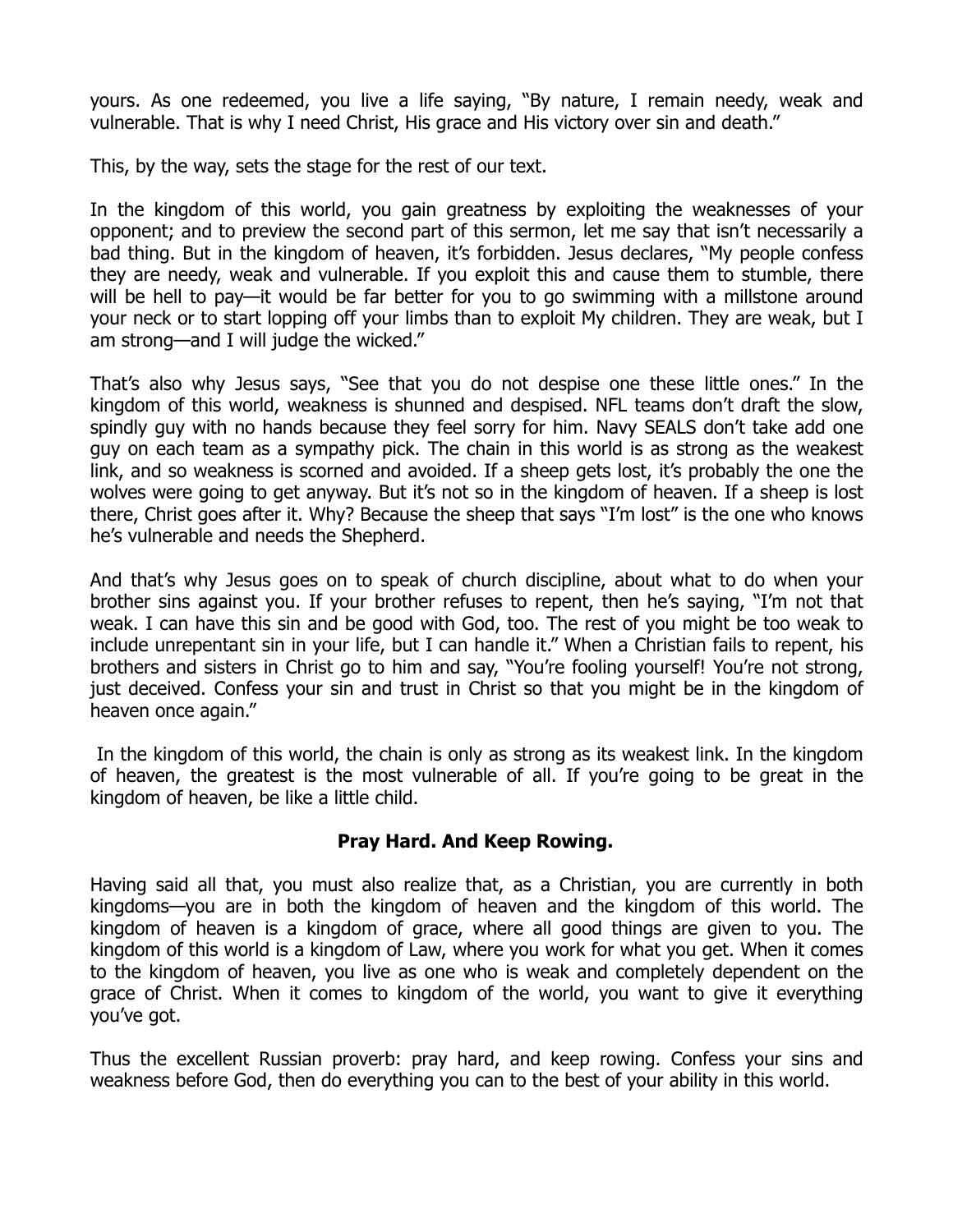yours. As one redeemed, you live a life saying, "By nature, I remain needy, weak and vulnerable. That is why I need Christ, His grace and His victory over sin and death."

This, by the way, sets the stage for the rest of our text.

In the kingdom of this world, you gain greatness by exploiting the weaknesses of your opponent; and to preview the second part of this sermon, let me say that isn't necessarily a bad thing. But in the kingdom of heaven, it's forbidden. Jesus declares, "My people confess they are needy, weak and vulnerable. If you exploit this and cause them to stumble, there will be hell to pay—it would be far better for you to go swimming with a millstone around your neck or to start lopping off your limbs than to exploit My children. They are weak, but I am strong—and I will judge the wicked."

That's also why Jesus says, "See that you do not despise one these little ones." In the kingdom of this world, weakness is shunned and despised. NFL teams don't draft the slow, spindly guy with no hands because they feel sorry for him. Navy SEALS don't take add one guy on each team as a sympathy pick. The chain in this world is as strong as the weakest link, and so weakness is scorned and avoided. If a sheep gets lost, it's probably the one the wolves were going to get anyway. But it's not so in the kingdom of heaven. If a sheep is lost there, Christ goes after it. Why? Because the sheep that says "I'm lost" is the one who knows he's vulnerable and needs the Shepherd.

And that's why Jesus goes on to speak of church discipline, about what to do when your brother sins against you. If your brother refuses to repent, then he's saying, "I'm not that weak. I can have this sin and be good with God, too. The rest of you might be too weak to include unrepentant sin in your life, but I can handle it." When a Christian fails to repent, his brothers and sisters in Christ go to him and say, "You're fooling yourself! You're not strong, just deceived. Confess your sin and trust in Christ so that you might be in the kingdom of heaven once again."

In the kingdom of this world, the chain is only as strong as its weakest link. In the kingdom of heaven, the greatest is the most vulnerable of all. If you're going to be great in the kingdom of heaven, be like a little child.

## Pray Hard. And Keep Rowing.

Having said all that, you must also realize that, as a Christian, you are currently in both kingdoms—you are in both the kingdom of heaven and the kingdom of this world. The kingdom of heaven is a kingdom of grace, where all good things are given to you. The kingdom of this world is a kingdom of Law, where you work for what you get. When it comes to the kingdom of heaven, you live as one who is weak and completely dependent on the grace of Christ. When it comes to kingdom of the world, you want to give it everything you've got.

Thus the excellent Russian proverb: pray hard, and keep rowing. Confess your sins and weakness before God, then do everything you can to the best of your ability in this world.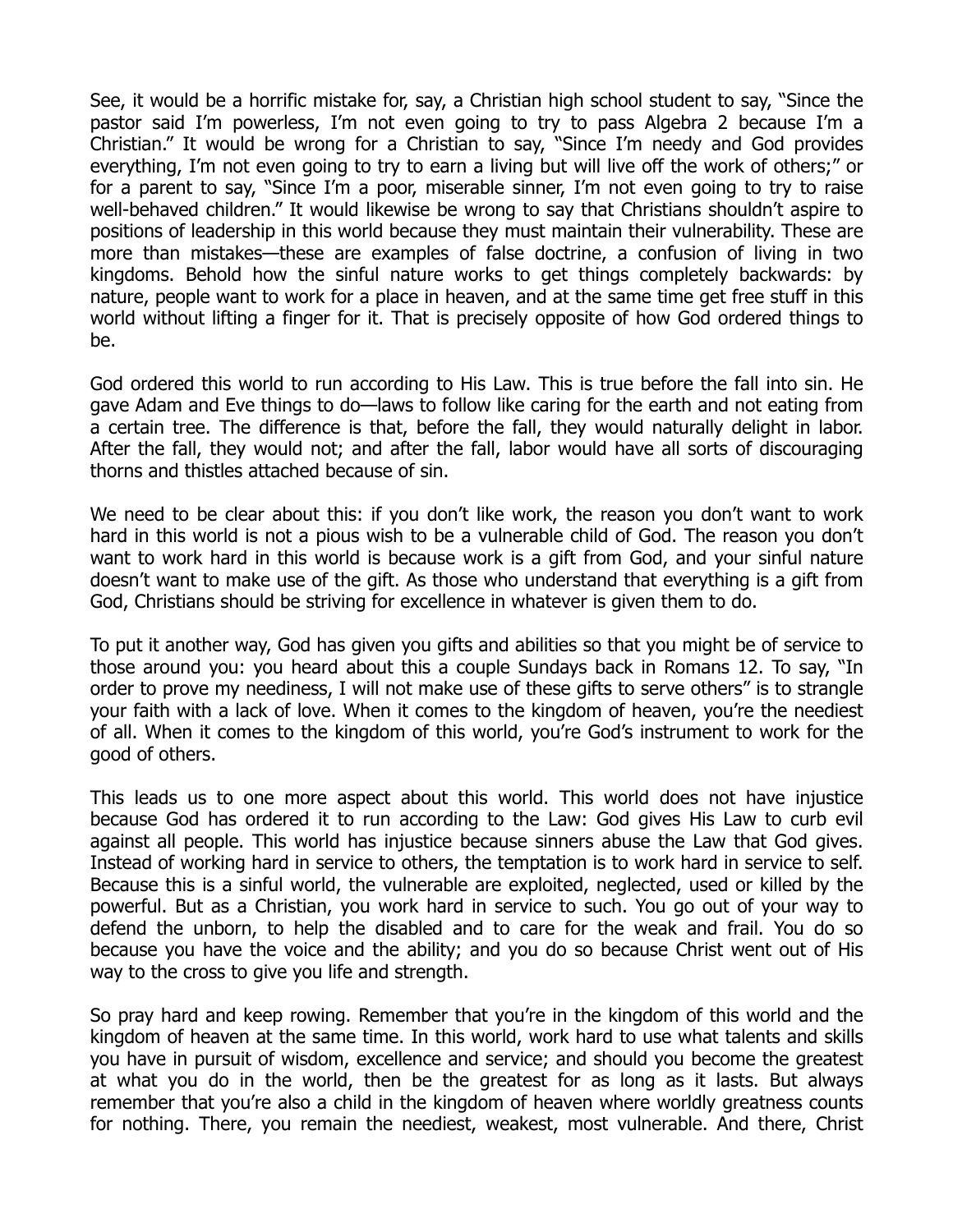See, it would be a horrific mistake for, say, a Christian high school student to say, "Since the pastor said I'm powerless, I'm not even going to try to pass Algebra 2 because I'm a Christian." It would be wrong for a Christian to say, "Since I'm needy and God provides everything, I'm not even going to try to earn a living but will live off the work of others;" or for a parent to say, "Since I'm a poor, miserable sinner, I'm not even going to try to raise well-behaved children." It would likewise be wrong to say that Christians shouldn't aspire to positions of leadership in this world because they must maintain their vulnerability. These are more than mistakes—these are examples of false doctrine, a confusion of living in two kingdoms. Behold how the sinful nature works to get things completely backwards: by nature, people want to work for a place in heaven, and at the same time get free stuff in this world without lifting a finger for it. That is precisely opposite of how God ordered things to be.

God ordered this world to run according to His Law. This is true before the fall into sin. He gave Adam and Eve things to do—laws to follow like caring for the earth and not eating from a certain tree. The difference is that, before the fall, they would naturally delight in labor. After the fall, they would not; and after the fall, labor would have all sorts of discouraging thorns and thistles attached because of sin.

We need to be clear about this: if you don't like work, the reason you don't want to work hard in this world is not a pious wish to be a vulnerable child of God. The reason you don't want to work hard in this world is because work is a gift from God, and your sinful nature doesn't want to make use of the gift. As those who understand that everything is a gift from God, Christians should be striving for excellence in whatever is given them to do.

To put it another way, God has given you gifts and abilities so that you might be of service to those around you: you heard about this a couple Sundays back in Romans 12. To say, "In order to prove my neediness, I will not make use of these gifts to serve others" is to strangle your faith with a lack of love. When it comes to the kingdom of heaven, you're the neediest of all. When it comes to the kingdom of this world, you're God's instrument to work for the good of others.

This leads us to one more aspect about this world. This world does not have injustice because God has ordered it to run according to the Law: God gives His Law to curb evil against all people. This world has injustice because sinners abuse the Law that God gives. Instead of working hard in service to others, the temptation is to work hard in service to self. Because this is a sinful world, the vulnerable are exploited, neglected, used or killed by the powerful. But as a Christian, you work hard in service to such. You go out of your way to defend the unborn, to help the disabled and to care for the weak and frail. You do so because you have the voice and the ability; and you do so because Christ went out of His way to the cross to give you life and strength.

So pray hard and keep rowing. Remember that you're in the kingdom of this world and the kingdom of heaven at the same time. In this world, work hard to use what talents and skills you have in pursuit of wisdom, excellence and service; and should you become the greatest at what you do in the world, then be the greatest for as long as it lasts. But always remember that you're also a child in the kingdom of heaven where worldly greatness counts for nothing. There, you remain the neediest, weakest, most vulnerable. And there, Christ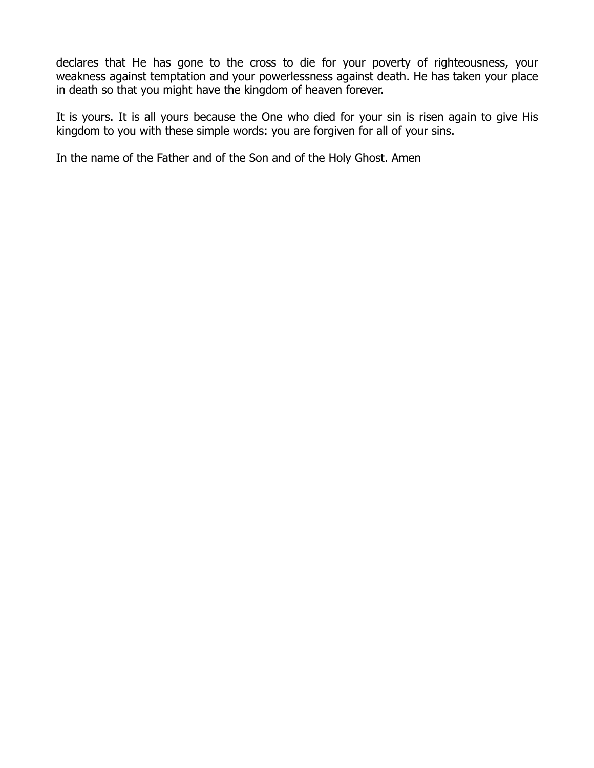declares that He has gone to the cross to die for your poverty of righteousness, your weakness against temptation and your powerlessness against death. He has taken your place in death so that you might have the kingdom of heaven forever.

It is yours. It is all yours because the One who died for your sin is risen again to give His kingdom to you with these simple words: you are forgiven for all of your sins.

In the name of the Father and of the Son and of the Holy Ghost. Amen